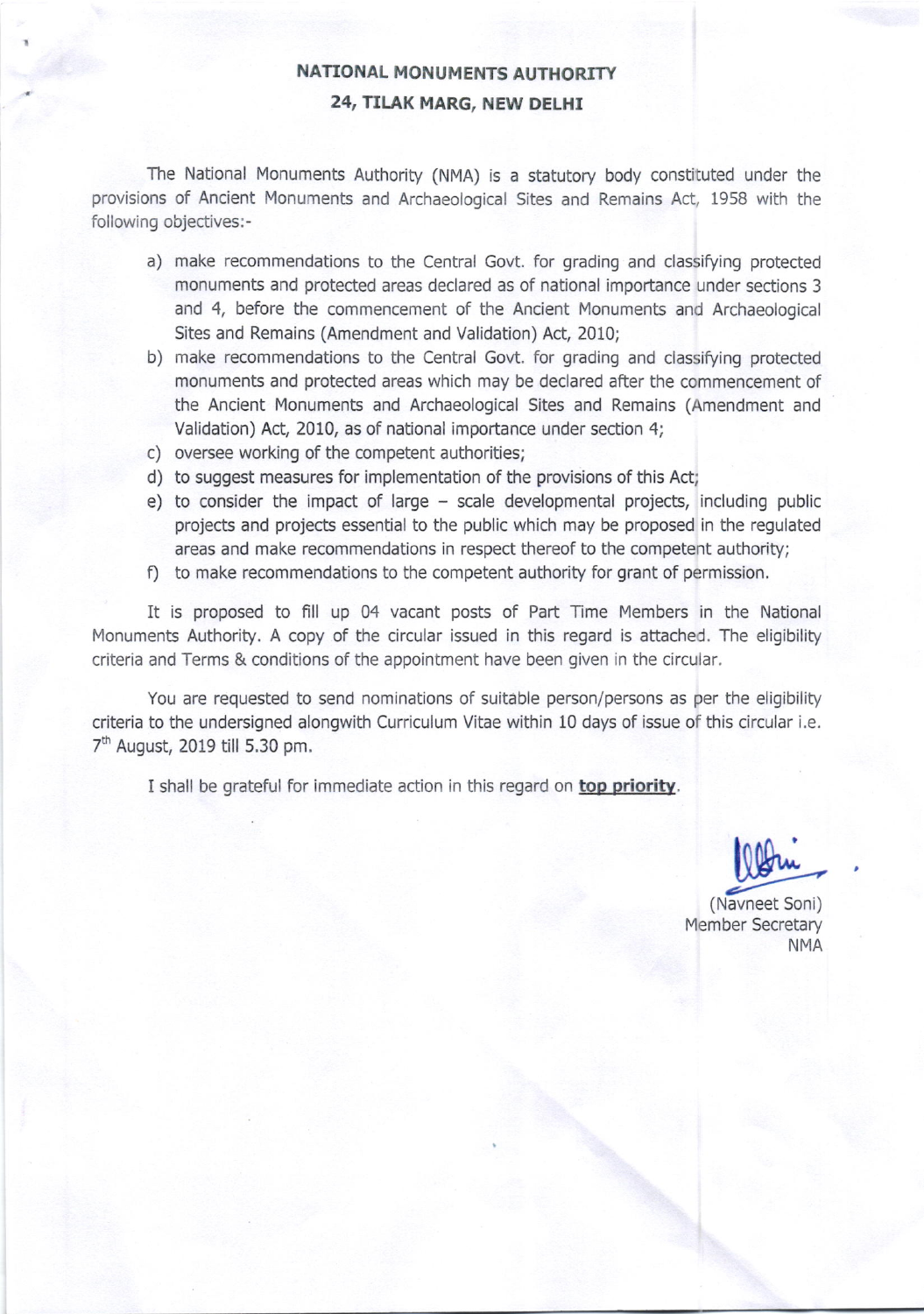# NATIONAL MONUMENTS AUTHORITY

## 24, TILAK MARG, NEW DELHI

The National Monuments Authority (NMA) is a statutory body constituted under the provisions of Ancient Monuments and Archaeological Sites and Remains Act, 1958 with the following objectives:-

a) make recommendations to the Central Govt. for grading and classifying protected monuments and protected areas declared as of national importance under sections 3 and 4, before the commencement of the Ancient Monuments and Archaeological Sites and Remains (Amendment and Validation) Act, 2010;

b) make recommendations to the Central Govt. for grading and classifying protected monuments and protected areas which may be declared after the commencement of the Ancient Monuments and Archaeological Sites and Remains (Amendment and Validation) Act, 2010, as of national importance under section 4;

c) oversee working of the competent authorities;

d) to suggest measures for implementation of the provisions of this Act;

e) to consider the impact of large – scale developmental projects, including public projects and projects essential to the public which may be proposed in the regulated areas and make recommendations in respect thereof to the competent authority;

f) to make recommendations to the competent authority for grant of permission.

It is proposed to fill up 04 vacant posts of Part Time Members in the National Monuments Authority. A copy of the circular issued in this regard is attached. The eligibility criteria and Terms & conditions of the appointment have been given in the circular.

You are requested to send nominations of suitable person/persons as per the eligibility criteria to the undersigned alongwith Curriculum Vitae within 10 days of issue of this circular i.e. 7th August, 2019 till 5.30 pm.

I shall be grateful for immediate action in this regard on **top priority**.

(Navneet Soni)
Member Secretary
NMA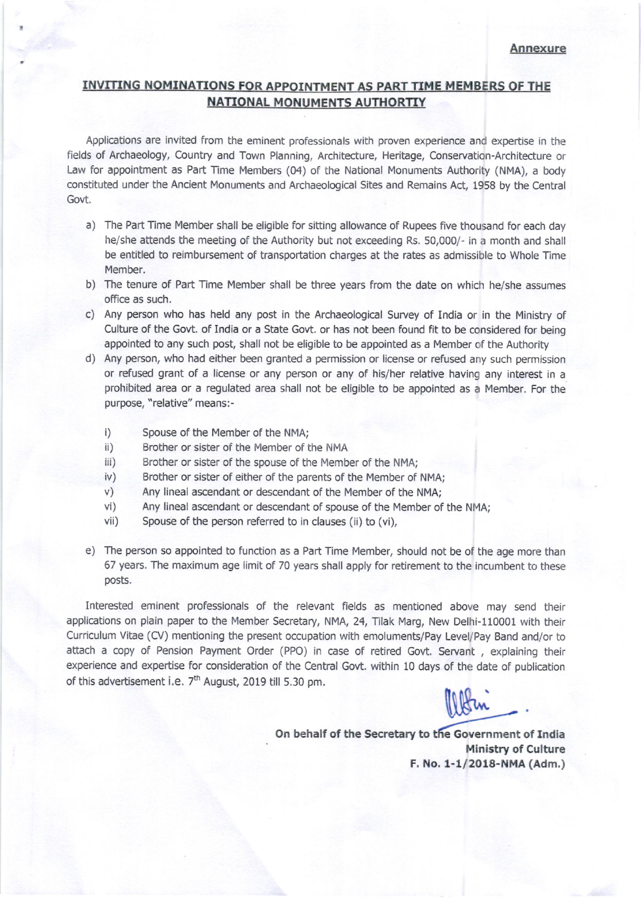**Annexure**

## INVITING NOMINATIONS FOR APPOINTMENT AS PART TIME MEMBERS OF THE NATIONAL MONUMENTS AUTHORTIY

Applications are invited from the eminent professionals with proven experience and expertise in the fields of Archaeology, Country and Town Planning, Architecture, Heritage, Conservation-Architecture or Law for appointment as Part Time Members (04) of the National Monuments Authority (NMA), a body constituted under the Ancient Monuments and Archaeological Sites and Remains Act, 1958 by the Central Govt.

a) The Part Time Member shall be eligible for sitting allowance of Rupees five thousand for each day he/she attends the meeting of the Authority but not exceeding Rs. 50,000/- in a month and shall be entitled to reimbursement of transportation charges at the rates as admissible to Whole Time Member.

b) The tenure of Part Time Member shall be three years from the date on which he/she assumes office as such.

c) Any person who has held any post in the Archaeological Survey of India or in the Ministry of Culture of the Govt. of India or a State Govt. or has not been found fit to be considered for being appointed to any such post, shall not be eligible to be appointed as a Member of the Authority

d) Any person, who had either been granted a permission or license or refused any such permission or refused grant of a license or any person or any of his/her relative having any interest in a prohibited area or a regulated area shall not be eligible to be appointed as a Member. For the purpose, "relative" means:-

   i) Spouse of the Member of the NMA;
   ii) Brother or sister of the Member of the NMA
   iii) Brother or sister of the spouse of the Member of the NMA;
   iv) Brother or sister of either of the parents of the Member of NMA;
   v) Any lineal ascendant or descendant of the Member of the NMA;
   vi) Any lineal ascendant or descendant of spouse of the Member of the NMA;
   vii) Spouse of the person referred to in clauses (ii) to (vi),

e) The person so appointed to function as a Part Time Member, should not be of the age more than 67 years. The maximum age limit of 70 years shall apply for retirement to the incumbent to these posts.

Interested eminent professionals of the relevant fields as mentioned above may send their applications on plain paper to the Member Secretary, NMA, 24, Tilak Marg, New Delhi-110001 with their Curriculum Vitae (CV) mentioning the present occupation with emoluments/Pay Level/Pay Band and/or to attach a copy of Pension Payment Order (PPO) in case of retired Govt. Servant , explaining their experience and expertise for consideration of the Central Govt. within 10 days of the date of publication of this advertisement i.e. 7th August, 2019 till 5.30 pm.

**On behalf of the Secretary to the Government of India**
**Ministry of Culture**
**F. No. 1-1/2018-NMA (Adm.)**